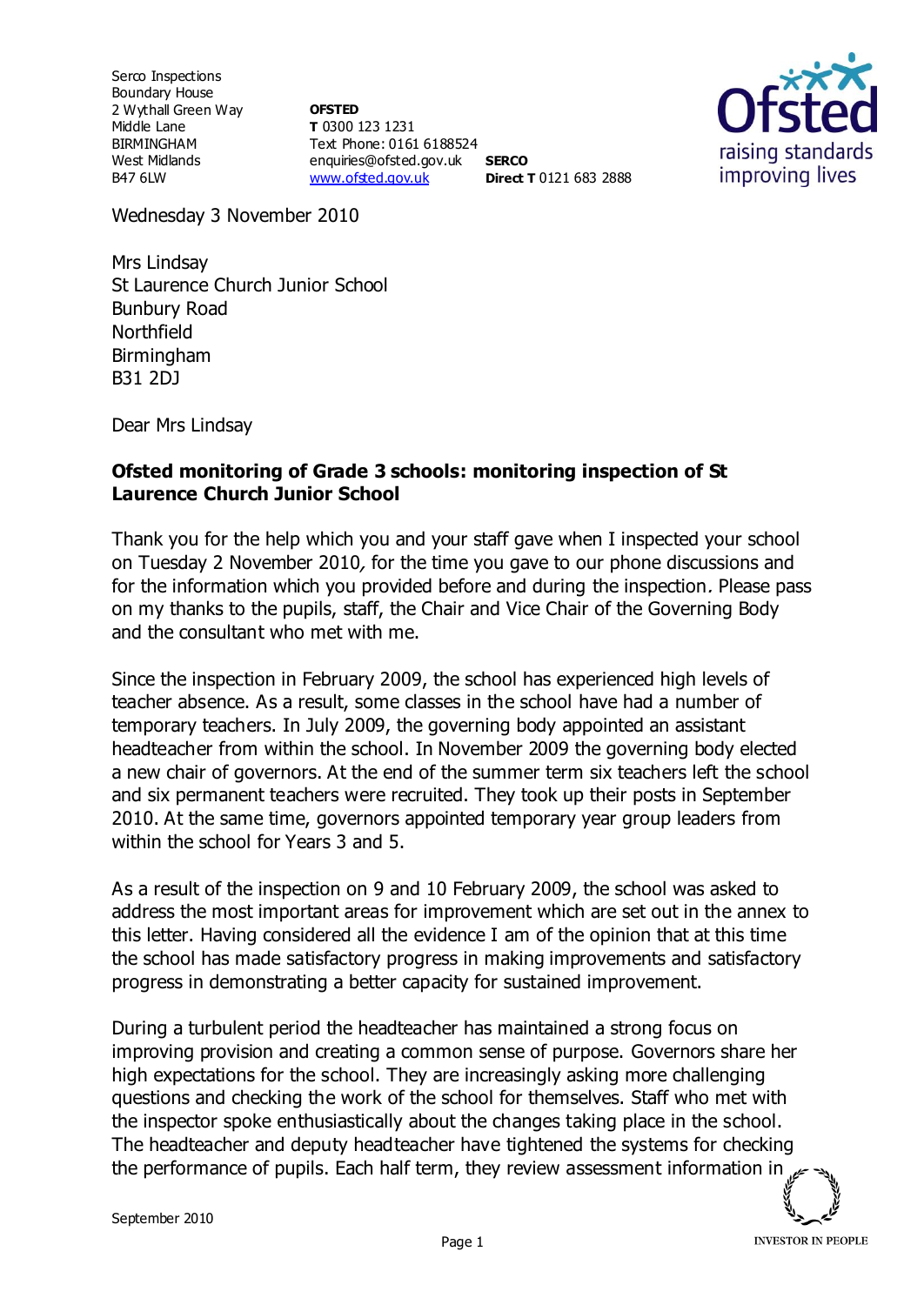Serco Inspections
Boundary House
2 Wythall Green Way
Middle Lane
BIRMINGHAM
West Midlands
B47 6LW

**OFSTED**
**T** 0300 123 1231
Text Phone: 0161 6188524
enquiries@ofsted.gov.uk
www.ofsted.gov.uk

**SERCO**
**Direct T** 0121 683 2888

Wednesday 3 November 2010

Mrs Lindsay
St Laurence Church Junior School
Bunbury Road
Northfield
Birmingham
B31 2DJ

Dear Mrs Lindsay

**Ofsted monitoring of Grade 3 schools: monitoring inspection of St Laurence Church Junior School**

Thank you for the help which you and your staff gave when I inspected your school on Tuesday 2 November 2010, for the time you gave to our phone discussions and for the information which you provided before and during the inspection. Please pass on my thanks to the pupils, staff, the Chair and Vice Chair of the Governing Body and the consultant who met with me.

Since the inspection in February 2009, the school has experienced high levels of teacher absence. As a result, some classes in the school have had a number of temporary teachers. In July 2009, the governing body appointed an assistant headteacher from within the school. In November 2009 the governing body elected a new chair of governors. At the end of the summer term six teachers left the school and six permanent teachers were recruited. They took up their posts in September 2010. At the same time, governors appointed temporary year group leaders from within the school for Years 3 and 5.

As a result of the inspection on 9 and 10 February 2009, the school was asked to address the most important areas for improvement which are set out in the annex to this letter. Having considered all the evidence I am of the opinion that at this time the school has made satisfactory progress in making improvements and satisfactory progress in demonstrating a better capacity for sustained improvement.

During a turbulent period the headteacher has maintained a strong focus on improving provision and creating a common sense of purpose. Governors share her high expectations for the school. They are increasingly asking more challenging questions and checking the work of the school for themselves. Staff who met with the inspector spoke enthusiastically about the changes taking place in the school. The headteacher and deputy headteacher have tightened the systems for checking the performance of pupils. Each half term, they review assessment information in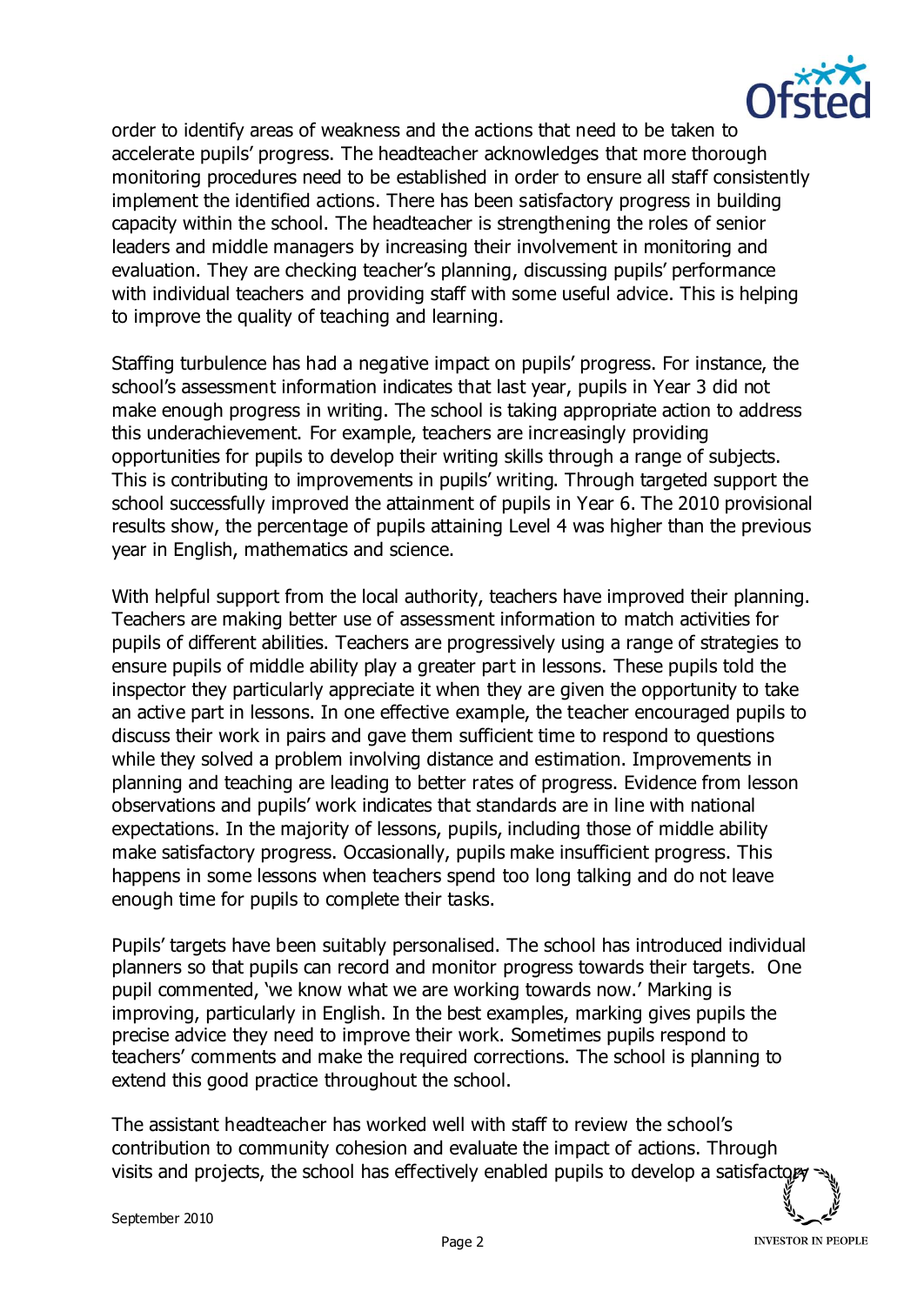order to identify areas of weakness and the actions that need to be taken to accelerate pupils' progress. The headteacher acknowledges that more thorough monitoring procedures need to be established in order to ensure all staff consistently implement the identified actions. There has been satisfactory progress in building capacity within the school. The headteacher is strengthening the roles of senior leaders and middle managers by increasing their involvement in monitoring and evaluation. They are checking teacher's planning, discussing pupils' performance with individual teachers and providing staff with some useful advice. This is helping to improve the quality of teaching and learning.

Staffing turbulence has had a negative impact on pupils' progress. For instance, the school's assessment information indicates that last year, pupils in Year 3 did not make enough progress in writing. The school is taking appropriate action to address this underachievement. For example, teachers are increasingly providing opportunities for pupils to develop their writing skills through a range of subjects. This is contributing to improvements in pupils' writing. Through targeted support the school successfully improved the attainment of pupils in Year 6. The 2010 provisional results show, the percentage of pupils attaining Level 4 was higher than the previous year in English, mathematics and science.

With helpful support from the local authority, teachers have improved their planning. Teachers are making better use of assessment information to match activities for pupils of different abilities. Teachers are progressively using a range of strategies to ensure pupils of middle ability play a greater part in lessons. These pupils told the inspector they particularly appreciate it when they are given the opportunity to take an active part in lessons. In one effective example, the teacher encouraged pupils to discuss their work in pairs and gave them sufficient time to respond to questions while they solved a problem involving distance and estimation. Improvements in planning and teaching are leading to better rates of progress. Evidence from lesson observations and pupils' work indicates that standards are in line with national expectations. In the majority of lessons, pupils, including those of middle ability make satisfactory progress. Occasionally, pupils make insufficient progress. This happens in some lessons when teachers spend too long talking and do not leave enough time for pupils to complete their tasks.

Pupils' targets have been suitably personalised. The school has introduced individual planners so that pupils can record and monitor progress towards their targets. One pupil commented, 'we know what we are working towards now.' Marking is improving, particularly in English. In the best examples, marking gives pupils the precise advice they need to improve their work. Sometimes pupils respond to teachers' comments and make the required corrections. The school is planning to extend this good practice throughout the school.

The assistant headteacher has worked well with staff to review the school's contribution to community cohesion and evaluate the impact of actions. Through visits and projects, the school has effectively enabled pupils to develop a satisfactory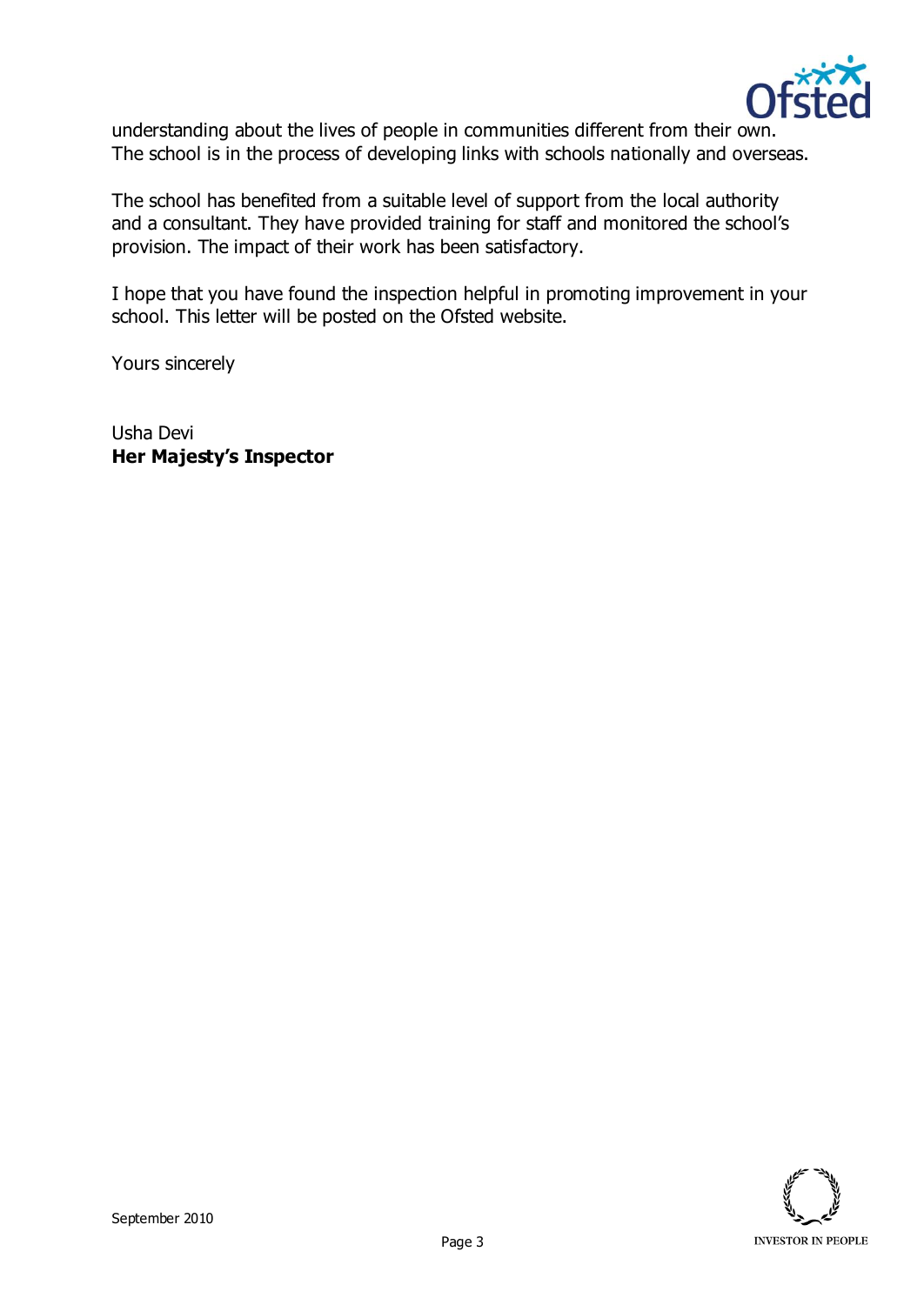understanding about the lives of people in communities different from their own. The school is in the process of developing links with schools nationally and overseas.

The school has benefited from a suitable level of support from the local authority and a consultant. They have provided training for staff and monitored the school's provision. The impact of their work has been satisfactory.

I hope that you have found the inspection helpful in promoting improvement in your school. This letter will be posted on the Ofsted website.

Yours sincerely

Usha Devi
**Her Majesty's Inspector**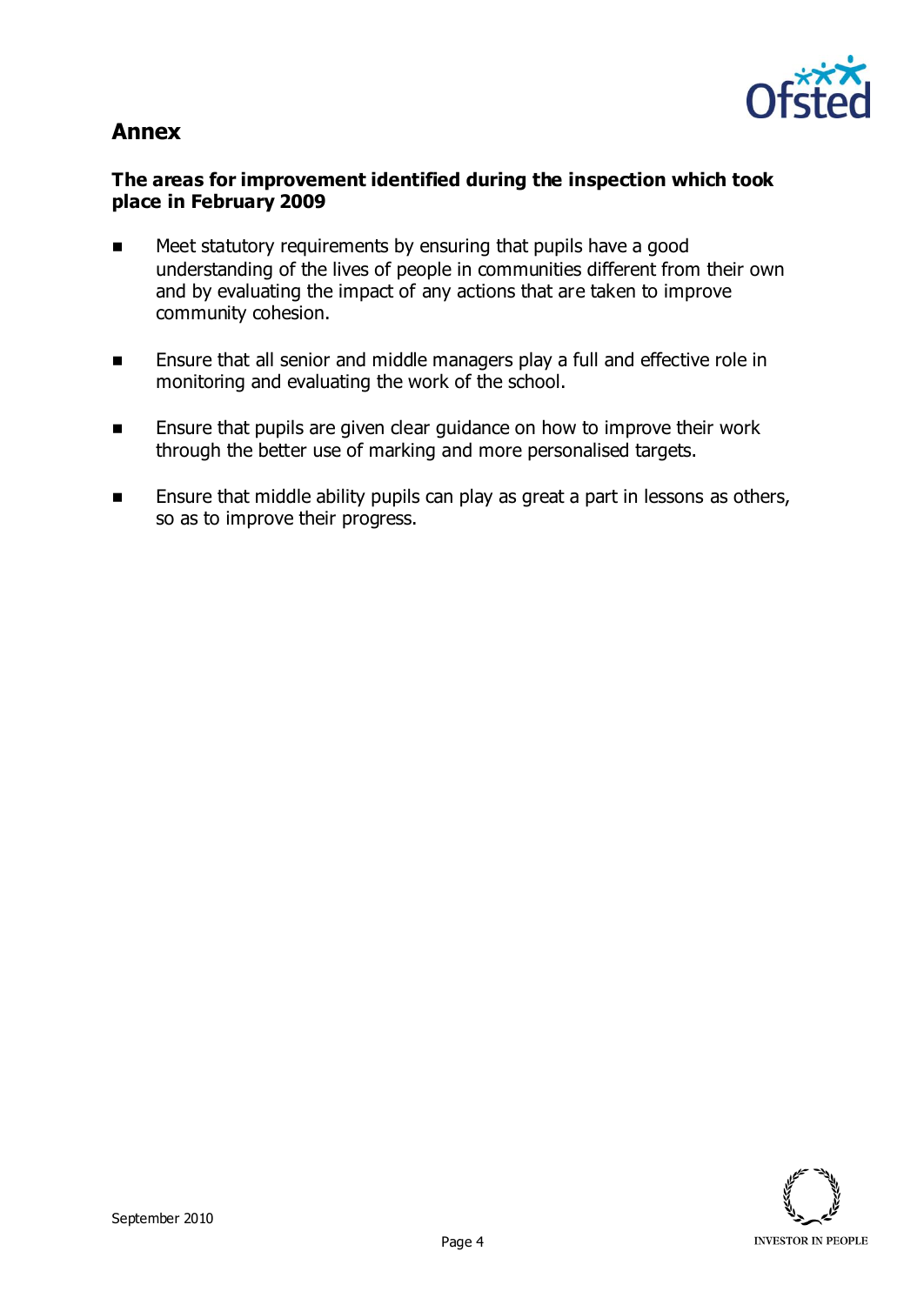## Annex

**The areas for improvement identified during the inspection which took place in February 2009**

- Meet statutory requirements by ensuring that pupils have a good understanding of the lives of people in communities different from their own and by evaluating the impact of any actions that are taken to improve community cohesion.
- Ensure that all senior and middle managers play a full and effective role in monitoring and evaluating the work of the school.
- Ensure that pupils are given clear guidance on how to improve their work through the better use of marking and more personalised targets.
- Ensure that middle ability pupils can play as great a part in lessons as others, so as to improve their progress.